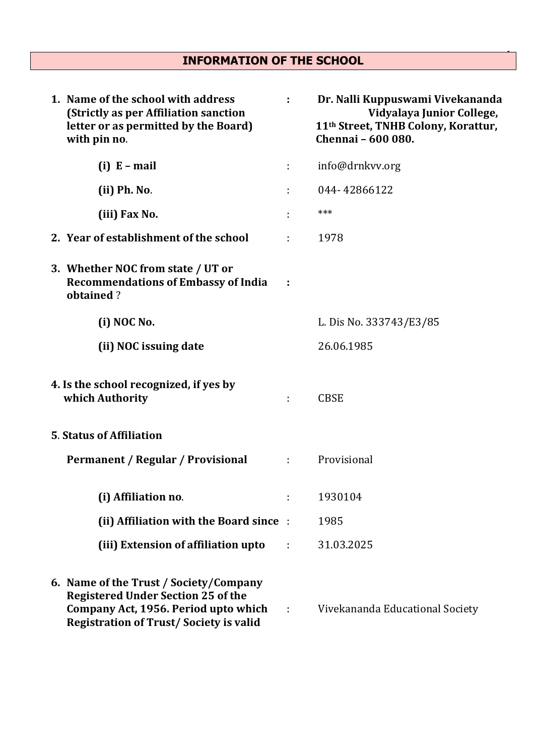# INFORMATION OF THE SCHOOL

1. **Name of the school with address (Strictly as per Affiliation sanction letter or as permitted by the Board) with pin no.** : **Dr. Nalli Kuppuswami Vivekananda Vidyalaya Junior College, 11th Street, TNHB Colony, Korattur, Chennai – 600 080.**

   **(i) E – mail** : info@drnkvv.org

   **(ii) Ph. No.** : 044- 42866122

   **(iii) Fax No.** : ***

2. **Year of establishment of the school** : 1978

3. **Whether NOC from state / UT or Recommendations of Embassy of India obtained** ? :

   **(i) NOC No.** L. Dis No. 333743/E3/85

   **(ii) NOC issuing date** 26.06.1985

4. **Is the school recognized, if yes by which Authority** : CBSE

5. **Status of Affiliation**

   **Permanent / Regular / Provisional** : Provisional

   **(i) Affiliation no.** : 1930104

   **(ii) Affiliation with the Board since** : 1985

   **(iii) Extension of affiliation upto** : 31.03.2025

6. **Name of the Trust / Society/Company Registered Under Section 25 of the Company Act, 1956. Period upto which Registration of Trust/ Society is valid** : Vivekananda Educational Society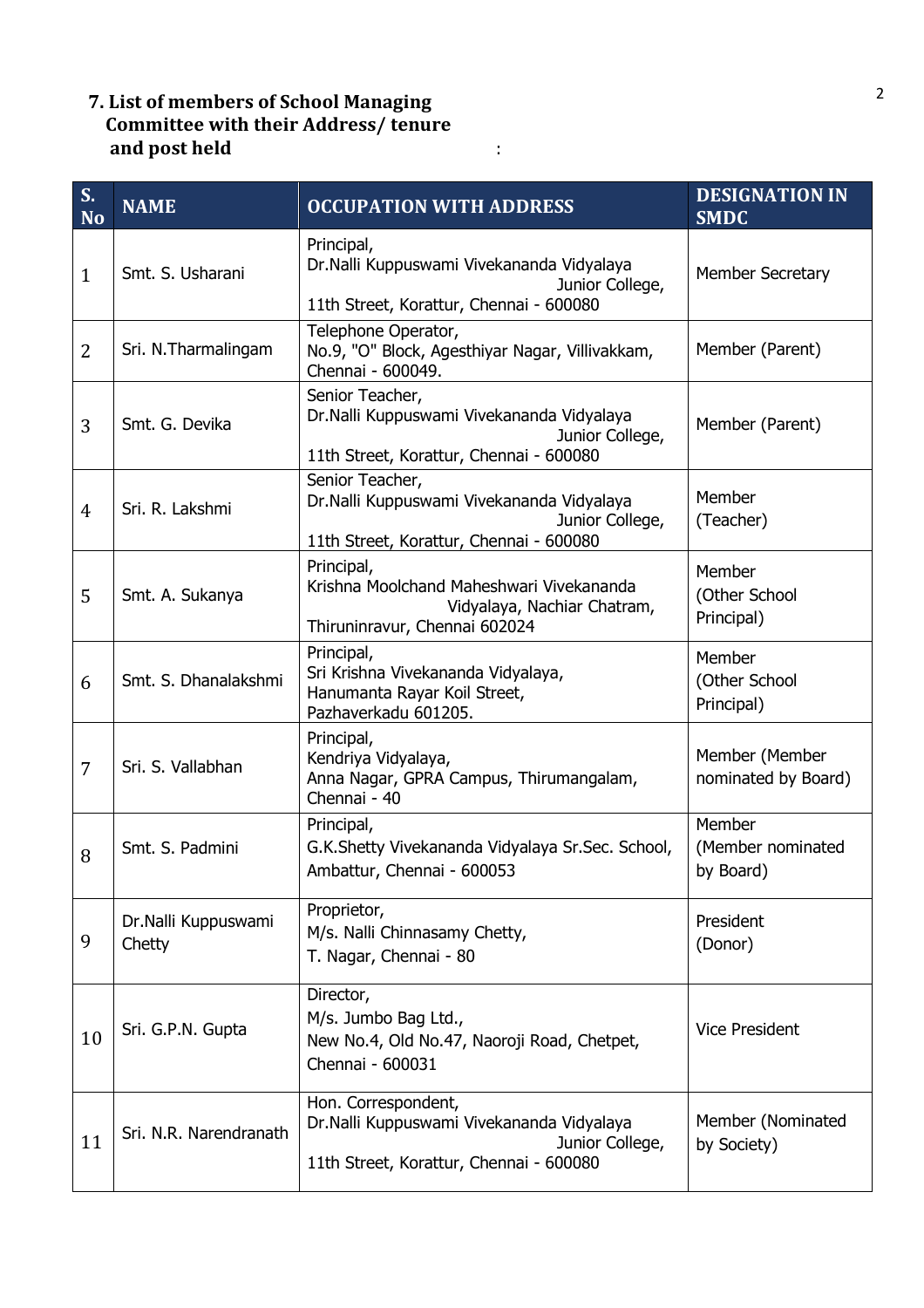### 7. List of members of School Managing Committee with their Address/ tenure and post held :

| S. No | NAME | OCCUPATION WITH ADDRESS | DESIGNATION IN SMDC |
|---|---|---|---|
| 1 | Smt. S. Usharani | Principal, Dr.Nalli Kuppuswami Vivekananda Vidyalaya Junior College, 11th Street, Korattur, Chennai - 600080 | Member Secretary |
| 2 | Sri. N.Tharmalingam | Telephone Operator, No.9, "O" Block, Agesthiyar Nagar, Villivakkam, Chennai - 600049. | Member (Parent) |
| 3 | Smt. G. Devika | Senior Teacher, Dr.Nalli Kuppuswami Vivekananda Vidyalaya Junior College, 11th Street, Korattur, Chennai - 600080 | Member (Parent) |
| 4 | Sri. R. Lakshmi | Senior Teacher, Dr.Nalli Kuppuswami Vivekananda Vidyalaya Junior College, 11th Street, Korattur, Chennai - 600080 | Member (Teacher) |
| 5 | Smt. A. Sukanya | Principal, Krishna Moolchand Maheshwari Vivekananda Vidyalaya, Nachiar Chatram, Thiruninravur, Chennai 602024 | Member (Other School Principal) |
| 6 | Smt. S. Dhanalakshmi | Principal, Sri Krishna Vivekananda Vidyalaya, Hanumanta Rayar Koil Street, Pazhaverkadu 601205. | Member (Other School Principal) |
| 7 | Sri. S. Vallabhan | Principal, Kendriya Vidyalaya, Anna Nagar, GPRA Campus, Thirumangalam, Chennai - 40 | Member (Member nominated by Board) |
| 8 | Smt. S. Padmini | Principal, G.K.Shetty Vivekananda Vidyalaya Sr.Sec. School, Ambattur, Chennai - 600053 | Member (Member nominated by Board) |
| 9 | Dr.Nalli Kuppuswami Chetty | Proprietor, M/s. Nalli Chinnasamy Chetty, T. Nagar, Chennai - 80 | President (Donor) |
| 10 | Sri. G.P.N. Gupta | Director, M/s. Jumbo Bag Ltd., New No.4, Old No.47, Naoroji Road, Chetpet, Chennai - 600031 | Vice President |
| 11 | Sri. N.R. Narendranath | Hon. Correspondent, Dr.Nalli Kuppuswami Vivekananda Vidyalaya Junior College, 11th Street, Korattur, Chennai - 600080 | Member (Nominated by Society) |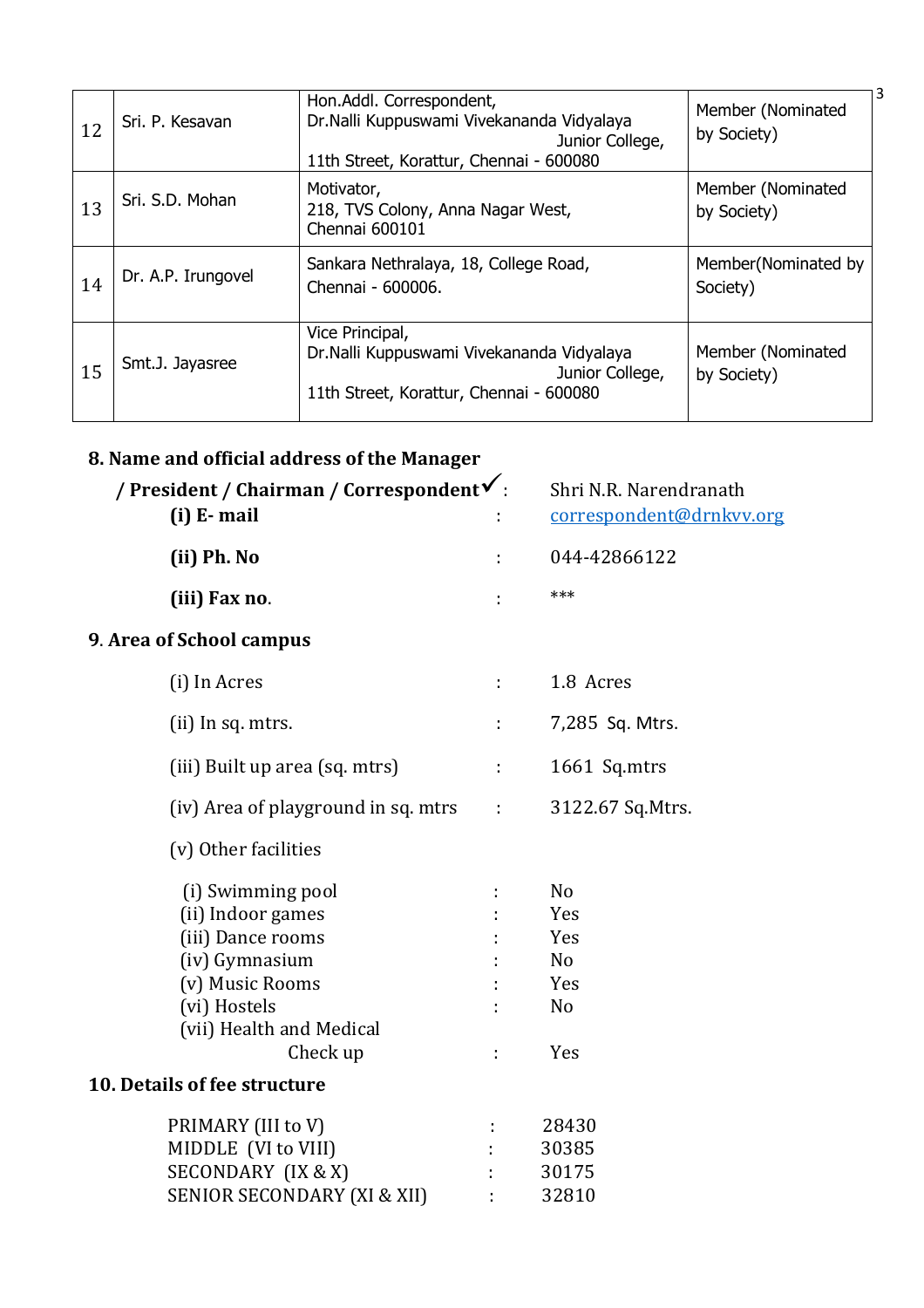| 12 | Sri. P. Kesavan | Hon.Addl. Correspondent, Dr.Nalli Kuppuswami Vivekananda Vidyalaya Junior College, 11th Street, Korattur, Chennai - 600080 | Member (Nominated by Society) |
|---|---|---|---|
| 13 | Sri. S.D. Mohan | Motivator, 218, TVS Colony, Anna Nagar West, Chennai 600101 | Member (Nominated by Society) |
| 14 | Dr. A.P. Irungovel | Sankara Nethralaya, 18, College Road, Chennai - 600006. | Member(Nominated by Society) |
| 15 | Smt.J. Jayasree | Vice Principal, Dr.Nalli Kuppuswami Vivekananda Vidyalaya Junior College, 11th Street, Korattur, Chennai - 600080 | Member (Nominated by Society) |

**8. Name and official address of the Manager / President / Chairman / Correspondent✓** : Shri N.R. Narendranath

- **(i) E- mail** : correspondent@drnkvv.org
- **(ii) Ph. No** : 044-42866122
- **(iii) Fax no.** : ***

**9. Area of School campus**

- (i) In Acres : 1.8 Acres
- (ii) In sq. mtrs. : 7,285 Sq. Mtrs.
- (iii) Built up area (sq. mtrs) : 1661 Sq.mtrs
- (iv) Area of playground in sq. mtrs : 3122.67 Sq.Mtrs.
- (v) Other facilities
  - (i) Swimming pool : No
  - (ii) Indoor games : Yes
  - (iii) Dance rooms : Yes
  - (iv) Gymnasium : No
  - (v) Music Rooms : Yes
  - (vi) Hostels : No
  - (vii) Health and Medical Check up : Yes

**10. Details of fee structure**

- PRIMARY (III to V) : 28430
- MIDDLE (VI to VIII) : 30385
- SECONDARY (IX & X) : 30175
- SENIOR SECONDARY (XI & XII) : 32810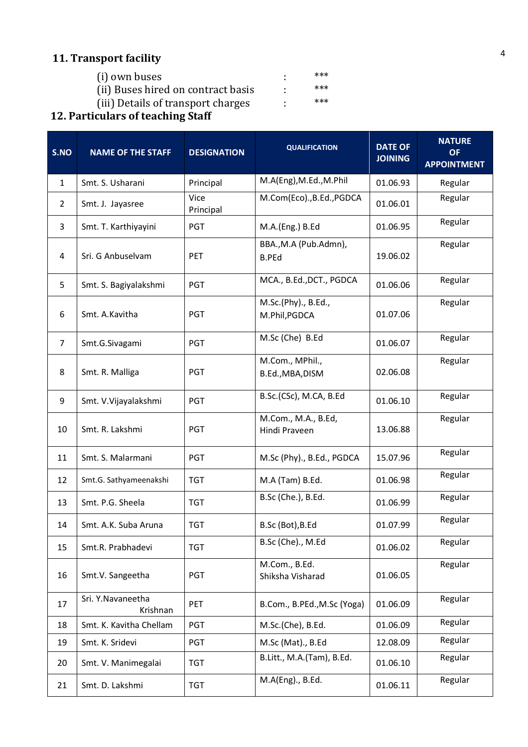## 11. Transport facility

(i) own buses : ***

(ii) Buses hired on contract basis : ***

(iii) Details of transport charges : ***

## 12. Particulars of teaching Staff

| S.NO | NAME OF THE STAFF | DESIGNATION | QUALIFICATION | DATE OF JOINING | NATURE OF APPOINTMENT |
|---|---|---|---|---|---|
| 1 | Smt. S. Usharani | Principal | M.A(Eng),M.Ed.,M.Phil | 01.06.93 | Regular |
| 2 | Smt. J. Jayasree | Vice Principal | M.Com(Eco).,B.Ed.,PGDCA | 01.06.01 | Regular |
| 3 | Smt. T. Karthiyayini | PGT | M.A.(Eng.) B.Ed | 01.06.95 | Regular |
| 4 | Sri. G Anbuselvam | PET | BBA.,M.A (Pub.Admn), B.PEd | 19.06.02 | Regular |
| 5 | Smt. S. Bagiyalakshmi | PGT | MCA., B.Ed.,DCT., PGDCA | 01.06.06 | Regular |
| 6 | Smt. A.Kavitha | PGT | M.Sc.(Phy)., B.Ed., M.Phil,PGDCA | 01.07.06 | Regular |
| 7 | Smt.G.Sivagami | PGT | M.Sc (Che) B.Ed | 01.06.07 | Regular |
| 8 | Smt. R. Malliga | PGT | M.Com., MPhil., B.Ed.,MBA,DISM | 02.06.08 | Regular |
| 9 | Smt. V.Vijayalakshmi | PGT | B.Sc.(CSc), M.CA, B.Ed | 01.06.10 | Regular |
| 10 | Smt. R. Lakshmi | PGT | M.Com., M.A., B.Ed, Hindi Praveen | 13.06.88 | Regular |
| 11 | Smt. S. Malarmani | PGT | M.Sc (Phy)., B.Ed., PGDCA | 15.07.96 | Regular |
| 12 | Smt.G. Sathyameenakshi | TGT | M.A (Tam) B.Ed. | 01.06.98 | Regular |
| 13 | Smt. P.G. Sheela | TGT | B.Sc (Che.), B.Ed. | 01.06.99 | Regular |
| 14 | Smt. A.K. Suba Aruna | TGT | B.Sc (Bot),B.Ed | 01.07.99 | Regular |
| 15 | Smt.R. Prabhadevi | TGT | B.Sc (Che)., M.Ed | 01.06.02 | Regular |
| 16 | Smt.V. Sangeetha | PGT | M.Com., B.Ed. Shiksha Visharad | 01.06.05 | Regular |
| 17 | Sri. Y.Navaneetha Krishnan | PET | B.Com., B.PEd.,M.Sc (Yoga) | 01.06.09 | Regular |
| 18 | Smt. K. Kavitha Chellam | PGT | M.Sc.(Che), B.Ed. | 01.06.09 | Regular |
| 19 | Smt. K. Sridevi | PGT | M.Sc (Mat)., B.Ed | 12.08.09 | Regular |
| 20 | Smt. V. Manimegalai | TGT | B.Litt., M.A.(Tam), B.Ed. | 01.06.10 | Regular |
| 21 | Smt. D. Lakshmi | TGT | M.A(Eng)., B.Ed. | 01.06.11 | Regular |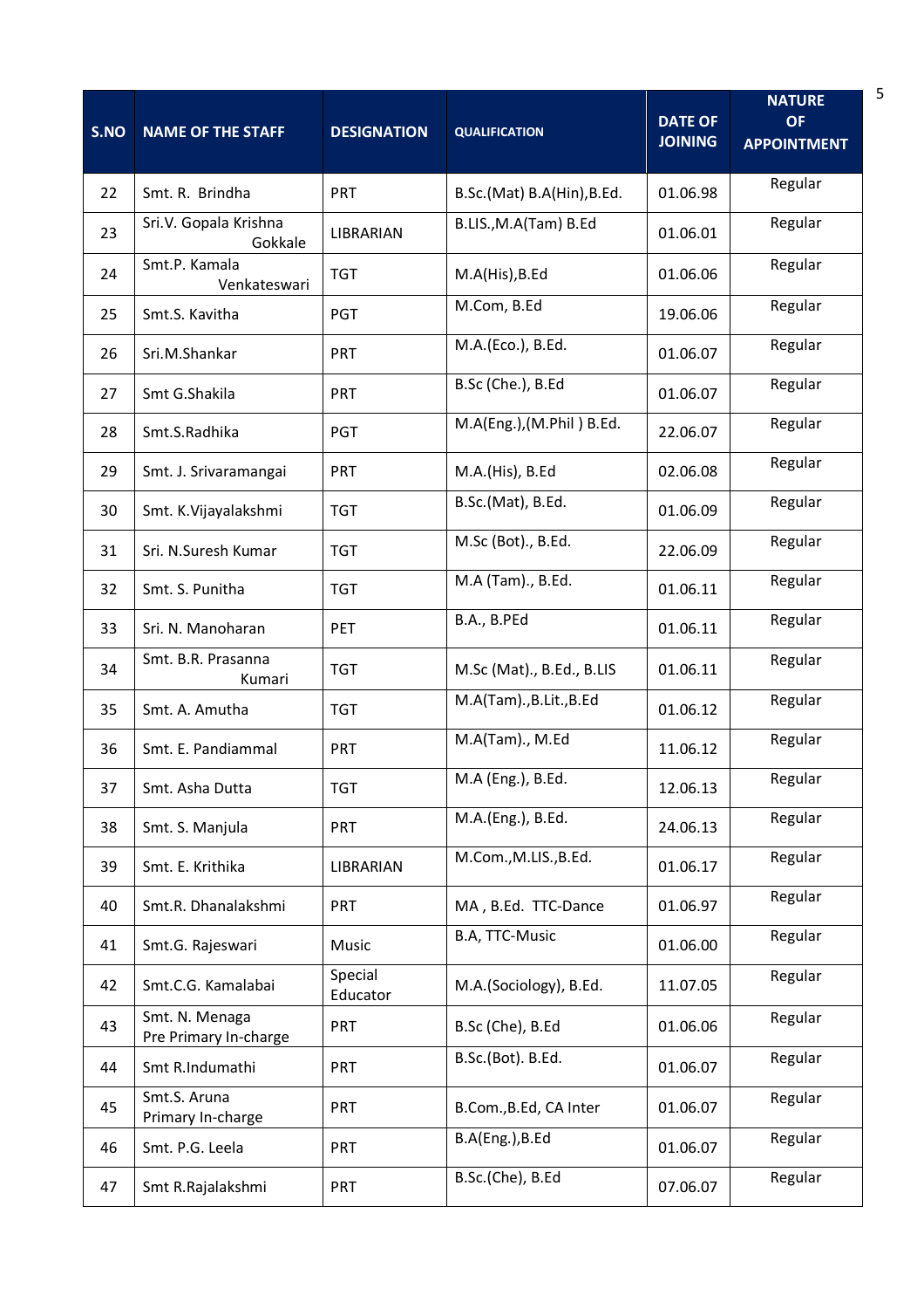| S.NO | NAME OF THE STAFF | DESIGNATION | QUALIFICATION | DATE OF JOINING | NATURE OF APPOINTMENT |
|---|---|---|---|---|---|
| 22 | Smt. R. Brindha | PRT | B.Sc.(Mat) B.A(Hin),B.Ed. | 01.06.98 | Regular |
| 23 | Sri.V. Gopala Krishna Gokkale | LIBRARIAN | B.LIS.,M.A(Tam) B.Ed | 01.06.01 | Regular |
| 24 | Smt.P. Kamala Venkateswari | TGT | M.A(His),B.Ed | 01.06.06 | Regular |
| 25 | Smt.S. Kavitha | PGT | M.Com, B.Ed | 19.06.06 | Regular |
| 26 | Sri.M.Shankar | PRT | M.A.(Eco.), B.Ed. | 01.06.07 | Regular |
| 27 | Smt G.Shakila | PRT | B.Sc (Che.), B.Ed | 01.06.07 | Regular |
| 28 | Smt.S.Radhika | PGT | M.A(Eng.),(M.Phil ) B.Ed. | 22.06.07 | Regular |
| 29 | Smt. J. Srivaramangai | PRT | M.A.(His), B.Ed | 02.06.08 | Regular |
| 30 | Smt. K.Vijayalakshmi | TGT | B.Sc.(Mat), B.Ed. | 01.06.09 | Regular |
| 31 | Sri. N.Suresh Kumar | TGT | M.Sc (Bot)., B.Ed. | 22.06.09 | Regular |
| 32 | Smt. S. Punitha | TGT | M.A (Tam)., B.Ed. | 01.06.11 | Regular |
| 33 | Sri. N. Manoharan | PET | B.A., B.PEd | 01.06.11 | Regular |
| 34 | Smt. B.R. Prasanna Kumari | TGT | M.Sc (Mat)., B.Ed., B.LIS | 01.06.11 | Regular |
| 35 | Smt. A. Amutha | TGT | M.A(Tam).,B.Lit.,B.Ed | 01.06.12 | Regular |
| 36 | Smt. E. Pandiammal | PRT | M.A(Tam)., M.Ed | 11.06.12 | Regular |
| 37 | Smt. Asha Dutta | TGT | M.A (Eng.), B.Ed. | 12.06.13 | Regular |
| 38 | Smt. S. Manjula | PRT | M.A.(Eng.), B.Ed. | 24.06.13 | Regular |
| 39 | Smt. E. Krithika | LIBRARIAN | M.Com.,M.LIS.,B.Ed. | 01.06.17 | Regular |
| 40 | Smt.R. Dhanalakshmi | PRT | MA , B.Ed. TTC-Dance | 01.06.97 | Regular |
| 41 | Smt.G. Rajeswari | Music | B.A, TTC-Music | 01.06.00 | Regular |
| 42 | Smt.C.G. Kamalabai | Special Educator | M.A.(Sociology), B.Ed. | 11.07.05 | Regular |
| 43 | Smt. N. Menaga Pre Primary In-charge | PRT | B.Sc (Che), B.Ed | 01.06.06 | Regular |
| 44 | Smt R.Indumathi | PRT | B.Sc.(Bot). B.Ed. | 01.06.07 | Regular |
| 45 | Smt.S. Aruna Primary In-charge | PRT | B.Com.,B.Ed, CA Inter | 01.06.07 | Regular |
| 46 | Smt. P.G. Leela | PRT | B.A(Eng.),B.Ed | 01.06.07 | Regular |
| 47 | Smt R.Rajalakshmi | PRT | B.Sc.(Che), B.Ed | 07.06.07 | Regular |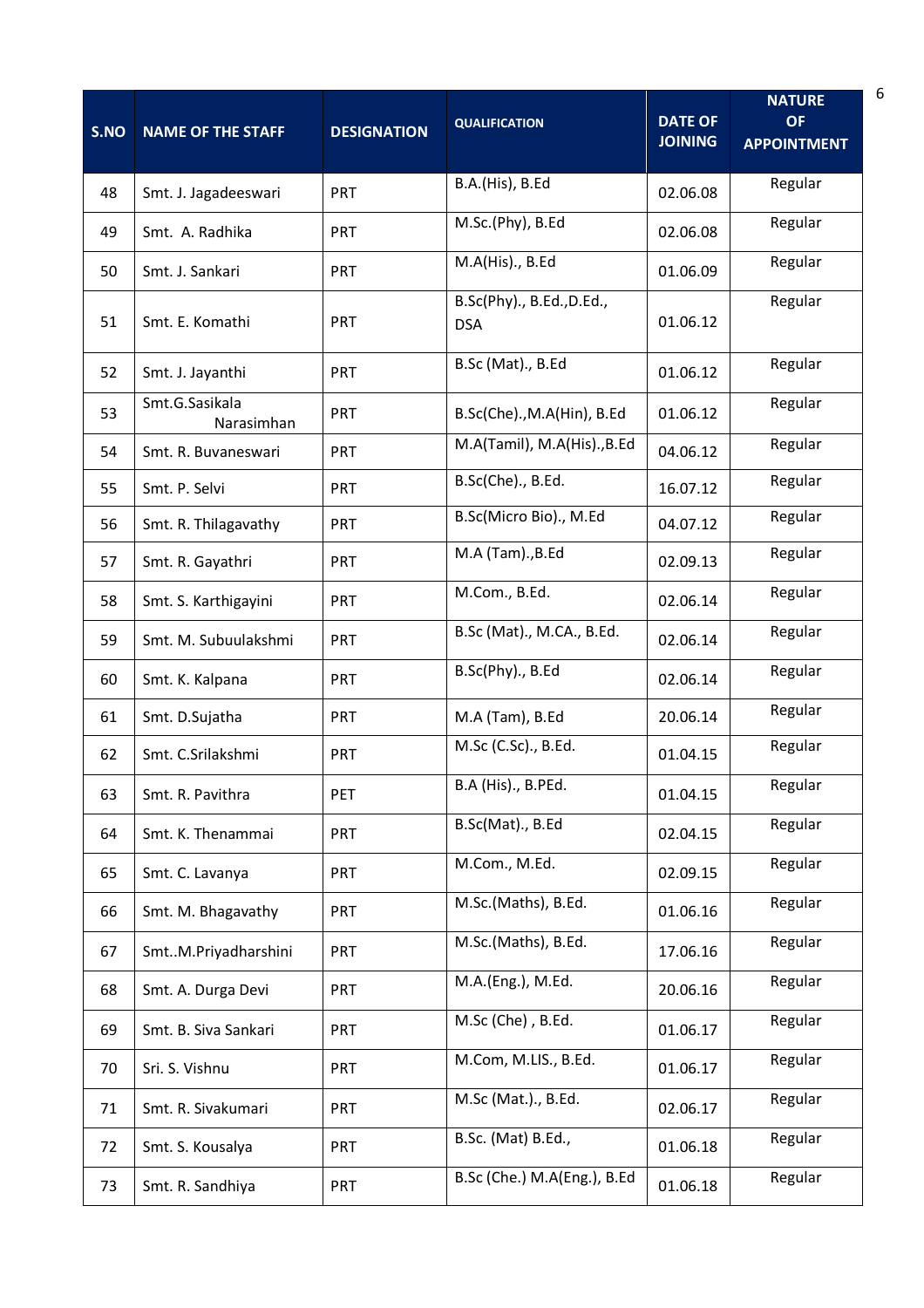| S.NO | NAME OF THE STAFF | DESIGNATION | QUALIFICATION | DATE OF JOINING | NATURE OF APPOINTMENT |
|---|---|---|---|---|---|
| 48 | Smt. J. Jagadeeswari | PRT | B.A.(His), B.Ed | 02.06.08 | Regular |
| 49 | Smt. A. Radhika | PRT | M.Sc.(Phy), B.Ed | 02.06.08 | Regular |
| 50 | Smt. J. Sankari | PRT | M.A(His)., B.Ed | 01.06.09 | Regular |
| 51 | Smt. E. Komathi | PRT | B.Sc(Phy)., B.Ed.,D.Ed., DSA | 01.06.12 | Regular |
| 52 | Smt. J. Jayanthi | PRT | B.Sc (Mat)., B.Ed | 01.06.12 | Regular |
| 53 | Smt.G.Sasikala Narasimhan | PRT | B.Sc(Che).,M.A(Hin), B.Ed | 01.06.12 | Regular |
| 54 | Smt. R. Buvaneswari | PRT | M.A(Tamil), M.A(His).,B.Ed | 04.06.12 | Regular |
| 55 | Smt. P. Selvi | PRT | B.Sc(Che)., B.Ed. | 16.07.12 | Regular |
| 56 | Smt. R. Thilagavathy | PRT | B.Sc(Micro Bio)., M.Ed | 04.07.12 | Regular |
| 57 | Smt. R. Gayathri | PRT | M.A (Tam).,B.Ed | 02.09.13 | Regular |
| 58 | Smt. S. Karthigayini | PRT | M.Com., B.Ed. | 02.06.14 | Regular |
| 59 | Smt. M. Subuulakshmi | PRT | B.Sc (Mat)., M.CA., B.Ed. | 02.06.14 | Regular |
| 60 | Smt. K. Kalpana | PRT | B.Sc(Phy)., B.Ed | 02.06.14 | Regular |
| 61 | Smt. D.Sujatha | PRT | M.A (Tam), B.Ed | 20.06.14 | Regular |
| 62 | Smt. C.Srilakshmi | PRT | M.Sc (C.Sc)., B.Ed. | 01.04.15 | Regular |
| 63 | Smt. R. Pavithra | PET | B.A (His)., B.PEd. | 01.04.15 | Regular |
| 64 | Smt. K. Thenammai | PRT | B.Sc(Mat)., B.Ed | 02.04.15 | Regular |
| 65 | Smt. C. Lavanya | PRT | M.Com., M.Ed. | 02.09.15 | Regular |
| 66 | Smt. M. Bhagavathy | PRT | M.Sc.(Maths), B.Ed. | 01.06.16 | Regular |
| 67 | Smt..M.Priyadharshini | PRT | M.Sc.(Maths), B.Ed. | 17.06.16 | Regular |
| 68 | Smt. A. Durga Devi | PRT | M.A.(Eng.), M.Ed. | 20.06.16 | Regular |
| 69 | Smt. B. Siva Sankari | PRT | M.Sc (Che) , B.Ed. | 01.06.17 | Regular |
| 70 | Sri. S. Vishnu | PRT | M.Com, M.LIS., B.Ed. | 01.06.17 | Regular |
| 71 | Smt. R. Sivakumari | PRT | M.Sc (Mat.)., B.Ed. | 02.06.17 | Regular |
| 72 | Smt. S. Kousalya | PRT | B.Sc. (Mat) B.Ed., | 01.06.18 | Regular |
| 73 | Smt. R. Sandhiya | PRT | B.Sc (Che.) M.A(Eng.), B.Ed | 01.06.18 | Regular |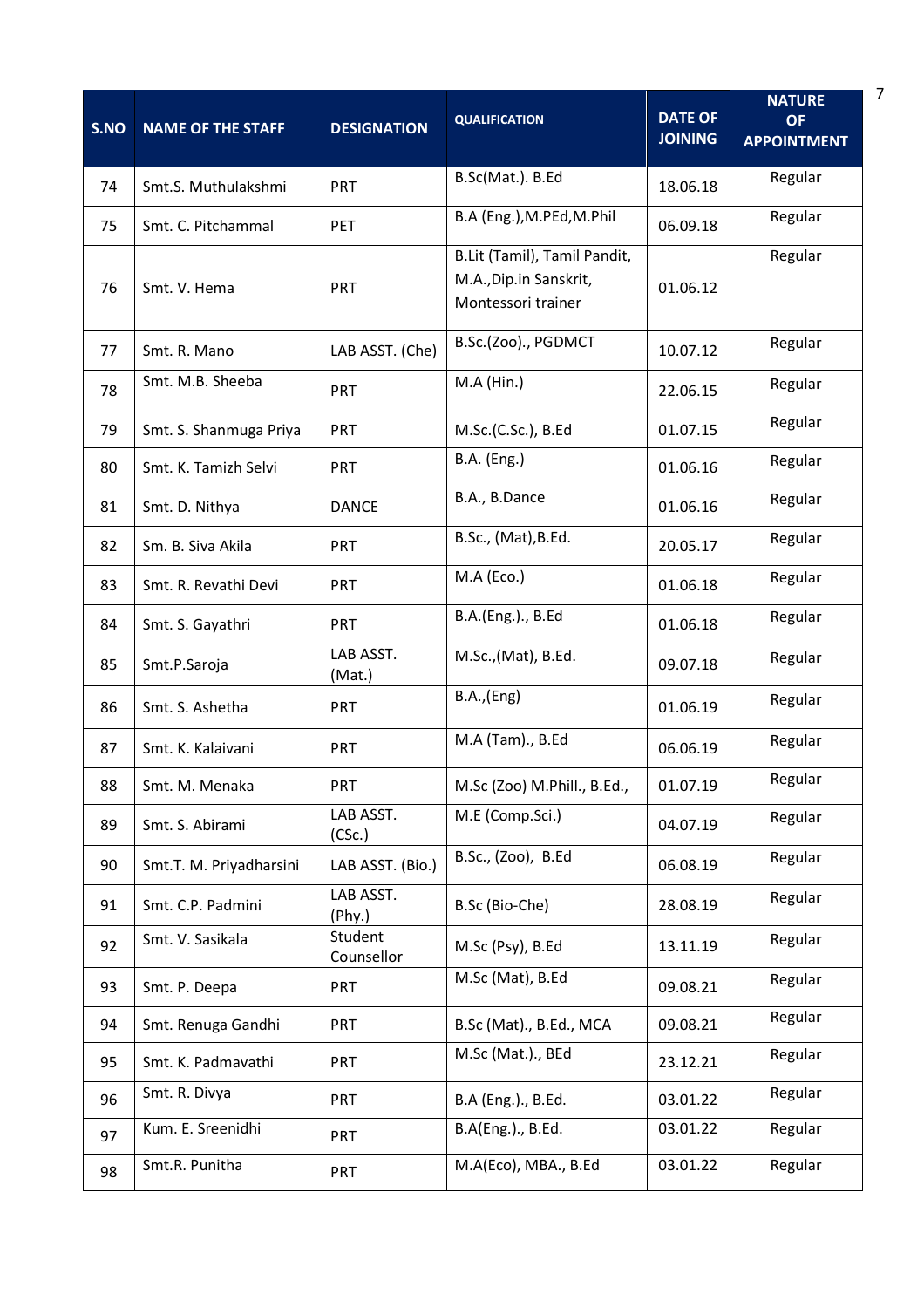| S.NO | NAME OF THE STAFF | DESIGNATION | QUALIFICATION | DATE OF JOINING | NATURE OF APPOINTMENT |
|---|---|---|---|---|---|
| 74 | Smt.S. Muthulakshmi | PRT | B.Sc(Mat.). B.Ed | 18.06.18 | Regular |
| 75 | Smt. C. Pitchammal | PET | B.A (Eng.),M.PEd,M.Phil | 06.09.18 | Regular |
| 76 | Smt. V. Hema | PRT | B.Lit (Tamil), Tamil Pandit, M.A.,Dip.in Sanskrit, Montessori trainer | 01.06.12 | Regular |
| 77 | Smt. R. Mano | LAB ASST. (Che) | B.Sc.(Zoo)., PGDMCT | 10.07.12 | Regular |
| 78 | Smt. M.B. Sheeba | PRT | M.A (Hin.) | 22.06.15 | Regular |
| 79 | Smt. S. Shanmuga Priya | PRT | M.Sc.(C.Sc.), B.Ed | 01.07.15 | Regular |
| 80 | Smt. K. Tamizh Selvi | PRT | B.A. (Eng.) | 01.06.16 | Regular |
| 81 | Smt. D. Nithya | DANCE | B.A., B.Dance | 01.06.16 | Regular |
| 82 | Sm. B. Siva Akila | PRT | B.Sc., (Mat),B.Ed. | 20.05.17 | Regular |
| 83 | Smt. R. Revathi Devi | PRT | M.A (Eco.) | 01.06.18 | Regular |
| 84 | Smt. S. Gayathri | PRT | B.A.(Eng.)., B.Ed | 01.06.18 | Regular |
| 85 | Smt.P.Saroja | LAB ASST. (Mat.) | M.Sc.,(Mat), B.Ed. | 09.07.18 | Regular |
| 86 | Smt. S. Ashetha | PRT | B.A.,(Eng) | 01.06.19 | Regular |
| 87 | Smt. K. Kalaivani | PRT | M.A (Tam)., B.Ed | 06.06.19 | Regular |
| 88 | Smt. M. Menaka | PRT | M.Sc (Zoo) M.Phill., B.Ed., | 01.07.19 | Regular |
| 89 | Smt. S. Abirami | LAB ASST. (CSc.) | M.E (Comp.Sci.) | 04.07.19 | Regular |
| 90 | Smt.T. M. Priyadharsini | LAB ASST. (Bio.) | B.Sc., (Zoo), B.Ed | 06.08.19 | Regular |
| 91 | Smt. C.P. Padmini | LAB ASST. (Phy.) | B.Sc (Bio-Che) | 28.08.19 | Regular |
| 92 | Smt. V. Sasikala | Student Counsellor | M.Sc (Psy), B.Ed | 13.11.19 | Regular |
| 93 | Smt. P. Deepa | PRT | M.Sc (Mat), B.Ed | 09.08.21 | Regular |
| 94 | Smt. Renuga Gandhi | PRT | B.Sc (Mat)., B.Ed., MCA | 09.08.21 | Regular |
| 95 | Smt. K. Padmavathi | PRT | M.Sc (Mat.)., BEd | 23.12.21 | Regular |
| 96 | Smt. R. Divya | PRT | B.A (Eng.)., B.Ed. | 03.01.22 | Regular |
| 97 | Kum. E. Sreenidhi | PRT | B.A(Eng.)., B.Ed. | 03.01.22 | Regular |
| 98 | Smt.R. Punitha | PRT | M.A(Eco), MBA., B.Ed | 03.01.22 | Regular |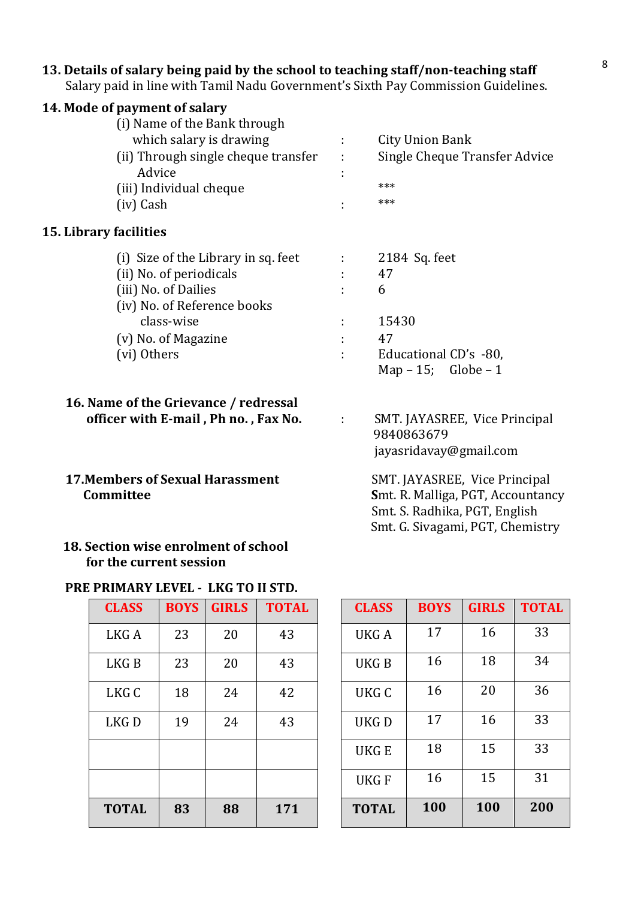**13. Details of salary being paid by the school to teaching staff/non-teaching staff**
Salary paid in line with Tamil Nadu Government's Sixth Pay Commission Guidelines.

**14. Mode of payment of salary**

(i) Name of the Bank through which salary is drawing : City Union Bank
(ii) Through single cheque transfer Advice : Single Cheque Transfer Advice
(iii) Individual cheque : ***
(iv) Cash : ***

**15. Library facilities**

(i) Size of the Library in sq. feet : 2184 Sq. feet
(ii) No. of periodicals : 47
(iii) No. of Dailies : 6
(iv) No. of Reference books class-wise : 15430
(v) No. of Magazine : 47
(vi) Others : Educational CD's -80, Map – 15; Globe – 1

**16. Name of the Grievance / redressal officer with E-mail , Ph no. , Fax No.** : SMT. JAYASREE, Vice Principal
9840863679
jayasridavay@gmail.com

**17.Members of Sexual Harassment Committee**

SMT. JAYASREE, Vice Principal
Smt. R. Malliga, PGT, Accountancy
Smt. S. Radhika, PGT, English
Smt. G. Sivagami, PGT, Chemistry

**18. Section wise enrolment of school for the current session**

**PRE PRIMARY LEVEL - LKG TO II STD.**

| CLASS | BOYS | GIRLS | TOTAL |
|---|---|---|---|
| LKG A | 23 | 20 | 43 |
| LKG B | 23 | 20 | 43 |
| LKG C | 18 | 24 | 42 |
| LKG D | 19 | 24 | 43 |
| | | | |
| | | | |
| **TOTAL** | **83** | **88** | **171** |

| CLASS | BOYS | GIRLS | TOTAL |
|---|---|---|---|
| UKG A | 17 | 16 | 33 |
| UKG B | 16 | 18 | 34 |
| UKG C | 16 | 20 | 36 |
| UKG D | 17 | 16 | 33 |
| UKG E | 18 | 15 | 33 |
| UKG F | 16 | 15 | 31 |
| **TOTAL** | **100** | **100** | **200** |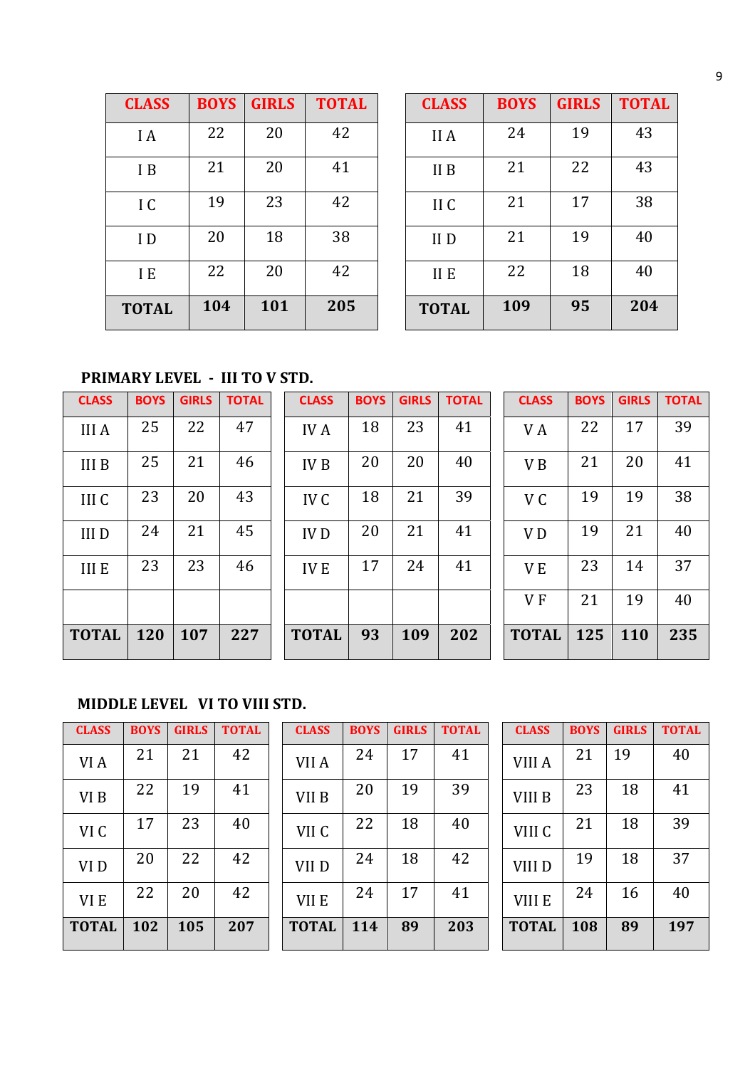| CLASS | BOYS | GIRLS | TOTAL |
|---|---|---|---|
| I A | 22 | 20 | 42 |
| I B | 21 | 20 | 41 |
| I C | 19 | 23 | 42 |
| I D | 20 | 18 | 38 |
| I E | 22 | 20 | 42 |
| **TOTAL** | **104** | **101** | **205** |

| CLASS | BOYS | GIRLS | TOTAL |
|---|---|---|---|
| II A | 24 | 19 | 43 |
| II B | 21 | 22 | 43 |
| II C | 21 | 17 | 38 |
| II D | 21 | 19 | 40 |
| II E | 22 | 18 | 40 |
| **TOTAL** | **109** | **95** | **204** |

**PRIMARY LEVEL - III TO V STD.**

| CLASS | BOYS | GIRLS | TOTAL |
|---|---|---|---|
| III A | 25 | 22 | 47 |
| III B | 25 | 21 | 46 |
| III C | 23 | 20 | 43 |
| III D | 24 | 21 | 45 |
| III E | 23 | 23 | 46 |
| | | | |
| **TOTAL** | **120** | **107** | **227** |

| CLASS | BOYS | GIRLS | TOTAL |
|---|---|---|---|
| IV A | 18 | 23 | 41 |
| IV B | 20 | 20 | 40 |
| IV C | 18 | 21 | 39 |
| IV D | 20 | 21 | 41 |
| IV E | 17 | 24 | 41 |
| | | | |
| **TOTAL** | **93** | **109** | **202** |

| CLASS | BOYS | GIRLS | TOTAL |
|---|---|---|---|
| V A | 22 | 17 | 39 |
| V B | 21 | 20 | 41 |
| V C | 19 | 19 | 38 |
| V D | 19 | 21 | 40 |
| V E | 23 | 14 | 37 |
| V F | 21 | 19 | 40 |
| **TOTAL** | **125** | **110** | **235** |

**MIDDLE LEVEL VI TO VIII STD.**

| CLASS | BOYS | GIRLS | TOTAL |
|---|---|---|---|
| VI A | 21 | 21 | 42 |
| VI B | 22 | 19 | 41 |
| VI C | 17 | 23 | 40 |
| VI D | 20 | 22 | 42 |
| VI E | 22 | 20 | 42 |
| **TOTAL** | **102** | **105** | **207** |

| CLASS | BOYS | GIRLS | TOTAL |
|---|---|---|---|
| VII A | 24 | 17 | 41 |
| VII B | 20 | 19 | 39 |
| VII C | 22 | 18 | 40 |
| VII D | 24 | 18 | 42 |
| VII E | 24 | 17 | 41 |
| **TOTAL** | **114** | **89** | **203** |

| CLASS | BOYS | GIRLS | TOTAL |
|---|---|---|---|
| VIII A | 21 | 19 | 40 |
| VIII B | 23 | 18 | 41 |
| VIII C | 21 | 18 | 39 |
| VIII D | 19 | 18 | 37 |
| VIII E | 24 | 16 | 40 |
| **TOTAL** | **108** | **89** | **197** |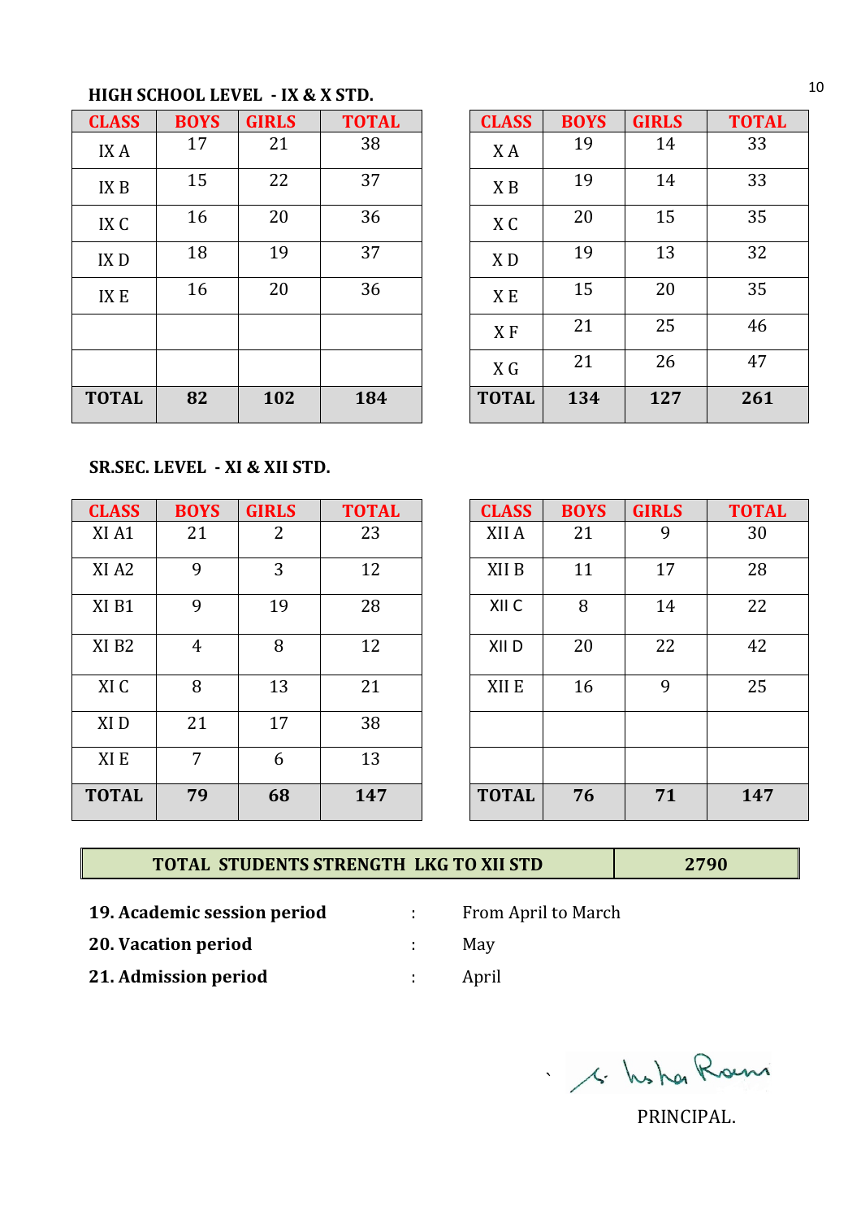**HIGH SCHOOL LEVEL - IX & X STD.**

| CLASS | BOYS | GIRLS | TOTAL |
|---|---|---|---|
| IX A | 17 | 21 | 38 |
| IX B | 15 | 22 | 37 |
| IX C | 16 | 20 | 36 |
| IX D | 18 | 19 | 37 |
| IX E | 16 | 20 | 36 |
| | | | |
| | | | |
| **TOTAL** | **82** | **102** | **184** |

| CLASS | BOYS | GIRLS | TOTAL |
|---|---|---|---|
| X A | 19 | 14 | 33 |
| X B | 19 | 14 | 33 |
| X C | 20 | 15 | 35 |
| X D | 19 | 13 | 32 |
| X E | 15 | 20 | 35 |
| X F | 21 | 25 | 46 |
| X G | 21 | 26 | 47 |
| **TOTAL** | **134** | **127** | **261** |

**SR.SEC. LEVEL - XI & XII STD.**

| CLASS | BOYS | GIRLS | TOTAL |
|---|---|---|---|
| XI A1 | 21 | 2 | 23 |
| XI A2 | 9 | 3 | 12 |
| XI B1 | 9 | 19 | 28 |
| XI B2 | 4 | 8 | 12 |
| XI C | 8 | 13 | 21 |
| XI D | 21 | 17 | 38 |
| XI E | 7 | 6 | 13 |
| **TOTAL** | **79** | **68** | **147** |

| CLASS | BOYS | GIRLS | TOTAL |
|---|---|---|---|
| XII A | 21 | 9 | 30 |
| XII B | 11 | 17 | 28 |
| XII C | 8 | 14 | 22 |
| XII D | 20 | 22 | 42 |
| XII E | 16 | 9 | 25 |
| | | | |
| | | | |
| **TOTAL** | **76** | **71** | **147** |

| | |
|---|---|
| **TOTAL STUDENTS STRENGTH LKG TO XII STD** | **2790** |

**19. Academic session period** : From April to March

**20. Vacation period** : May

**21. Admission period** : April

PRINCIPAL.